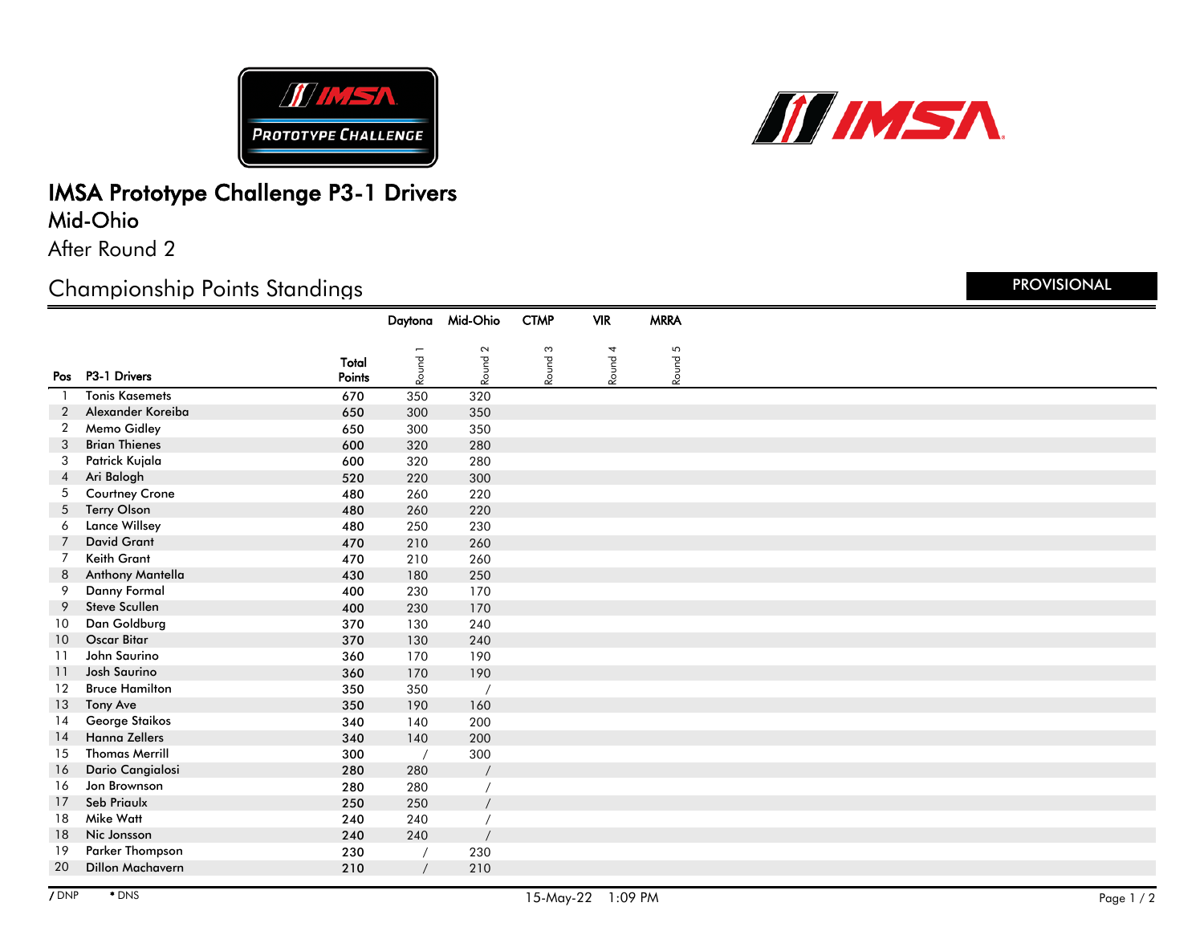# IMSA Prototype Challenge P3-1 Drivers

## Mid-Ohio

After Round 2

## Championship Points Standings

PROVISIONAL

| Pos | P3-1 Drivers | Total Points | Daytona Round 1 | Mid-Ohio Round 2 | CTMP Round 3 | VIR Round 4 | MRRA Round 5 |
|---|---|---|---|---|---|---|---|
| 1 | Tonis Kasemets | 670 | 350 | 320 | | | |
| 2 | Alexander Koreiba | 650 | 300 | 350 | | | |
| 2 | Memo Gidley | 650 | 300 | 350 | | | |
| 3 | Brian Thienes | 600 | 320 | 280 | | | |
| 3 | Patrick Kujala | 600 | 320 | 280 | | | |
| 4 | Ari Balogh | 520 | 220 | 300 | | | |
| 5 | Courtney Crone | 480 | 260 | 220 | | | |
| 5 | Terry Olson | 480 | 260 | 220 | | | |
| 6 | Lance Willsey | 480 | 250 | 230 | | | |
| 7 | David Grant | 470 | 210 | 260 | | | |
| 7 | Keith Grant | 470 | 210 | 260 | | | |
| 8 | Anthony Mantella | 430 | 180 | 250 | | | |
| 9 | Danny Formal | 400 | 230 | 170 | | | |
| 9 | Steve Scullen | 400 | 230 | 170 | | | |
| 10 | Dan Goldburg | 370 | 130 | 240 | | | |
| 10 | Oscar Bitar | 370 | 130 | 240 | | | |
| 11 | John Saurino | 360 | 170 | 190 | | | |
| 11 | Josh Saurino | 360 | 170 | 190 | | | |
| 12 | Bruce Hamilton | 350 | 350 | / | | | |
| 13 | Tony Ave | 350 | 190 | 160 | | | |
| 14 | George Staikos | 340 | 140 | 200 | | | |
| 14 | Hanna Zellers | 340 | 140 | 200 | | | |
| 15 | Thomas Merrill | 300 | / | 300 | | | |
| 16 | Dario Cangialosi | 280 | 280 | / | | | |
| 16 | Jon Brownson | 280 | 280 | / | | | |
| 17 | Seb Priaulx | 250 | 250 | / | | | |
| 18 | Mike Watt | 240 | 240 | / | | | |
| 18 | Nic Jonsson | 240 | 240 | / | | | |
| 19 | Parker Thompson | 230 | / | 230 | | | |
| 20 | Dillon Machavern | 210 | / | 210 | | | |

/ DNP • DNS

15-May-22 1:09 PM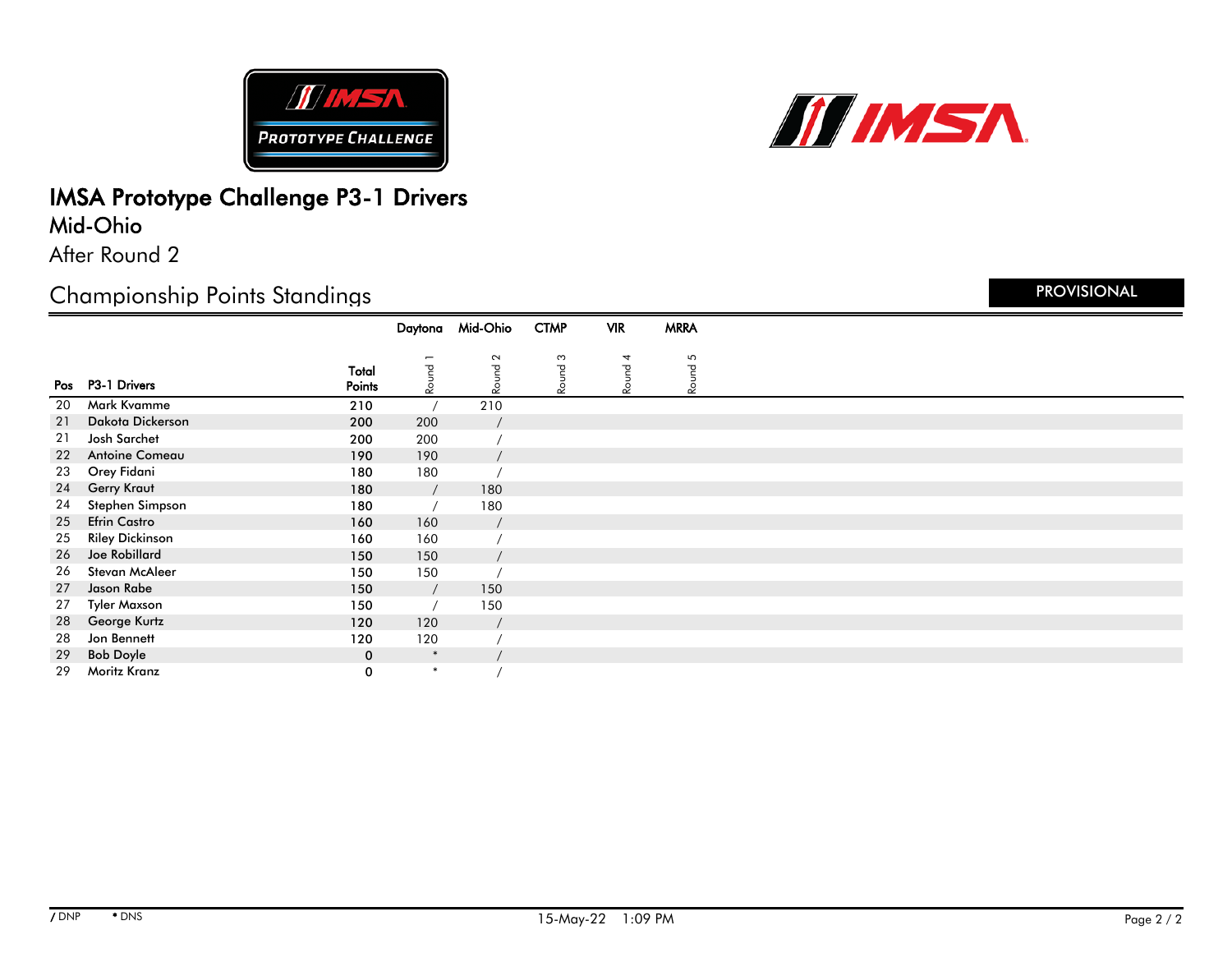# IMSA Prototype Challenge P3-1 Drivers

## Mid-Ohio

After Round 2

## Championship Points Standings

PROVISIONAL

| Pos | P3-1 Drivers | Total Points | Daytona Round 1 | Mid-Ohio Round 2 | CTMP Round 3 | VIR Round 4 | MRRA Round 5 |
|---|---|---|---|---|---|---|---|
| 20 | Mark Kvamme | 210 | / | 210 | | | |
| 21 | Dakota Dickerson | 200 | 200 | / | | | |
| 21 | Josh Sarchet | 200 | 200 | / | | | |
| 22 | Antoine Comeau | 190 | 190 | / | | | |
| 23 | Orey Fidani | 180 | 180 | / | | | |
| 24 | Gerry Kraut | 180 | / | 180 | | | |
| 24 | Stephen Simpson | 180 | / | 180 | | | |
| 25 | Efrin Castro | 160 | 160 | / | | | |
| 25 | Riley Dickinson | 160 | 160 | / | | | |
| 26 | Joe Robillard | 150 | 150 | / | | | |
| 26 | Stevan McAleer | 150 | 150 | / | | | |
| 27 | Jason Rabe | 150 | / | 150 | | | |
| 27 | Tyler Maxson | 150 | / | 150 | | | |
| 28 | George Kurtz | 120 | 120 | / | | | |
| 28 | Jon Bennett | 120 | 120 | / | | | |
| 29 | Bob Doyle | 0 | * | / | | | |
| 29 | Moritz Kranz | 0 | * | / | | | |

/ DNP  * DNS

15-May-22 1:09 PM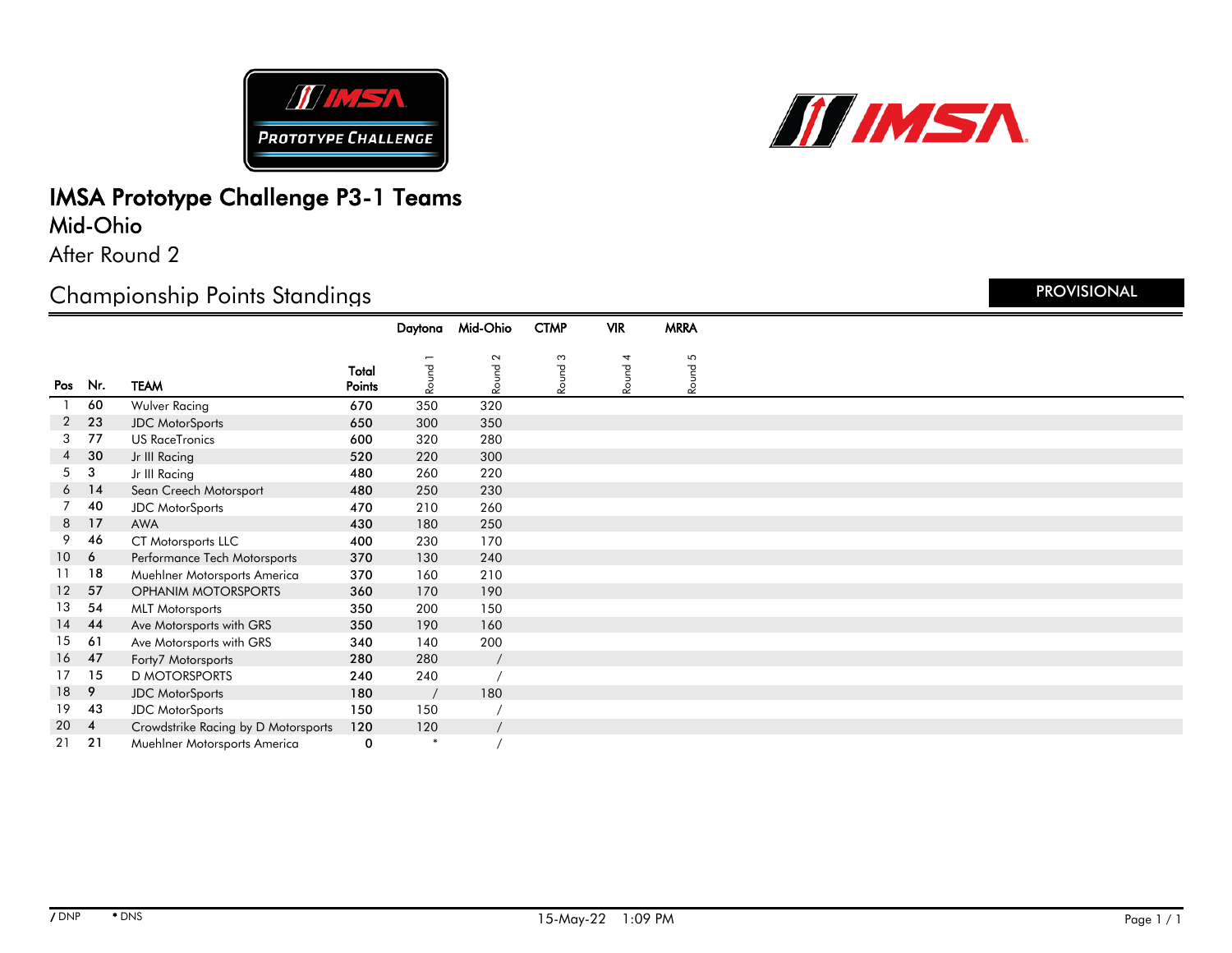# IMSA Prototype Challenge P3-1 Teams

## Mid-Ohio

After Round 2

## Championship Points Standings

PROVISIONAL

| Pos | Nr. | TEAM | Total Points | Daytona Round 1 | Mid-Ohio Round 2 | CTMP Round 3 | VIR Round 4 | MRRA Round 5 |
|---|---|---|---|---|---|---|---|---|
| 1 | 60 | Wulver Racing | 670 | 350 | 320 | | | |
| 2 | 23 | JDC MotorSports | 650 | 300 | 350 | | | |
| 3 | 77 | US RaceTronics | 600 | 320 | 280 | | | |
| 4 | 30 | Jr III Racing | 520 | 220 | 300 | | | |
| 5 | 3 | Jr III Racing | 480 | 260 | 220 | | | |
| 6 | 14 | Sean Creech Motorsport | 480 | 250 | 230 | | | |
| 7 | 40 | JDC MotorSports | 470 | 210 | 260 | | | |
| 8 | 17 | AWA | 430 | 180 | 250 | | | |
| 9 | 46 | CT Motorsports LLC | 400 | 230 | 170 | | | |
| 10 | 6 | Performance Tech Motorsports | 370 | 130 | 240 | | | |
| 11 | 18 | Muehlner Motorsports America | 370 | 160 | 210 | | | |
| 12 | 57 | OPHANIM MOTORSPORTS | 360 | 170 | 190 | | | |
| 13 | 54 | MLT Motorsports | 350 | 200 | 150 | | | |
| 14 | 44 | Ave Motorsports with GRS | 350 | 190 | 160 | | | |
| 15 | 61 | Ave Motorsports with GRS | 340 | 140 | 200 | | | |
| 16 | 47 | Forty7 Motorsports | 280 | 280 | / | | | |
| 17 | 15 | D MOTORSPORTS | 240 | 240 | / | | | |
| 18 | 9 | JDC MotorSports | 180 | / | 180 | | | |
| 19 | 43 | JDC MotorSports | 150 | 150 | / | | | |
| 20 | 4 | Crowdstrike Racing by D Motorsports | 120 | 120 | / | | | |
| 21 | 21 | Muehlner Motorsports America | 0 | * | / | | | |

/ DNP * DNS

15-May-22 1:09 PM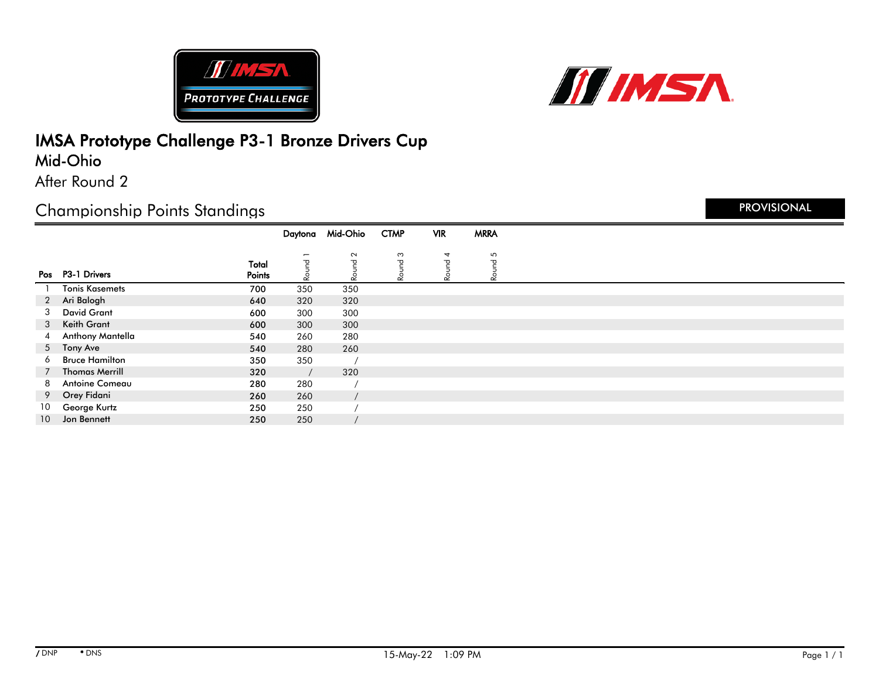# IMSA Prototype Challenge P3-1 Bronze Drivers Cup

## Mid-Ohio

After Round 2

## Championship Points Standings

PROVISIONAL

| Pos | P3-1 Drivers | Total Points | Daytona Round 1 | Mid-Ohio Round 2 | CTMP Round 3 | VIR Round 4 | MRRA Round 5 |
|---|---|---|---|---|---|---|---|
| 1 | Tonis Kasemets | 700 | 350 | 350 | | | |
| 2 | Ari Balogh | 640 | 320 | 320 | | | |
| 3 | David Grant | 600 | 300 | 300 | | | |
| 3 | Keith Grant | 600 | 300 | 300 | | | |
| 4 | Anthony Mantella | 540 | 260 | 280 | | | |
| 5 | Tony Ave | 540 | 280 | 260 | | | |
| 6 | Bruce Hamilton | 350 | 350 | / | | | |
| 7 | Thomas Merrill | 320 | / | 320 | | | |
| 8 | Antoine Comeau | 280 | 280 | / | | | |
| 9 | Orey Fidani | 260 | 260 | / | | | |
| 10 | George Kurtz | 250 | 250 | / | | | |
| 10 | Jon Bennett | 250 | 250 | / | | | |

/ DNP • DNS

15-May-22 1:09 PM